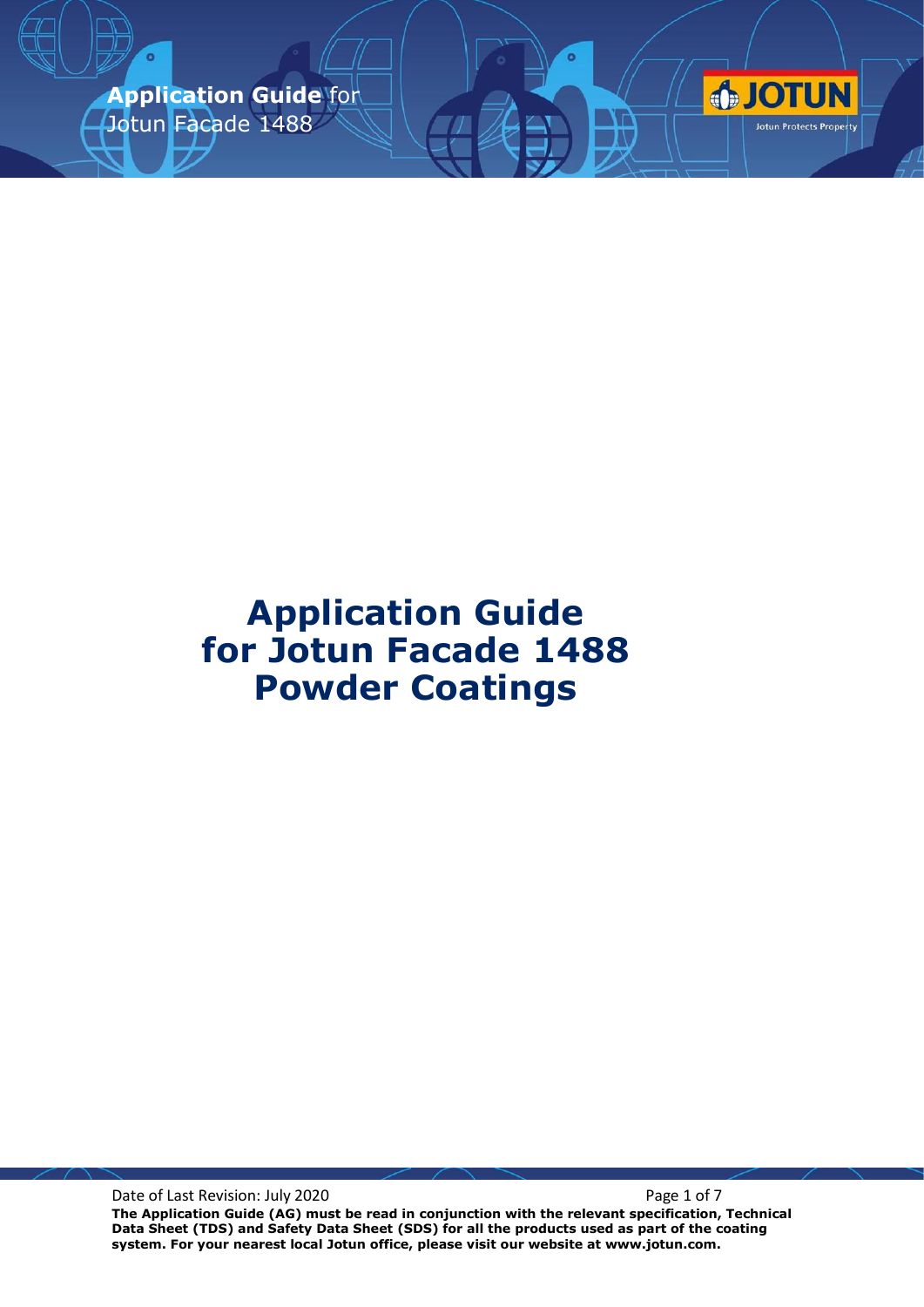# Application Guide for Jotun Facade 1488 Powder Coatings

Date of Last Revision: July 2020

**The Application Guide (AG) must be read in conjunction with the relevant specification, Technical Data Sheet (TDS) and Safety Data Sheet (SDS) for all the products used as part of the coating system. For your nearest local Jotun office, please visit our website at www.jotun.com.**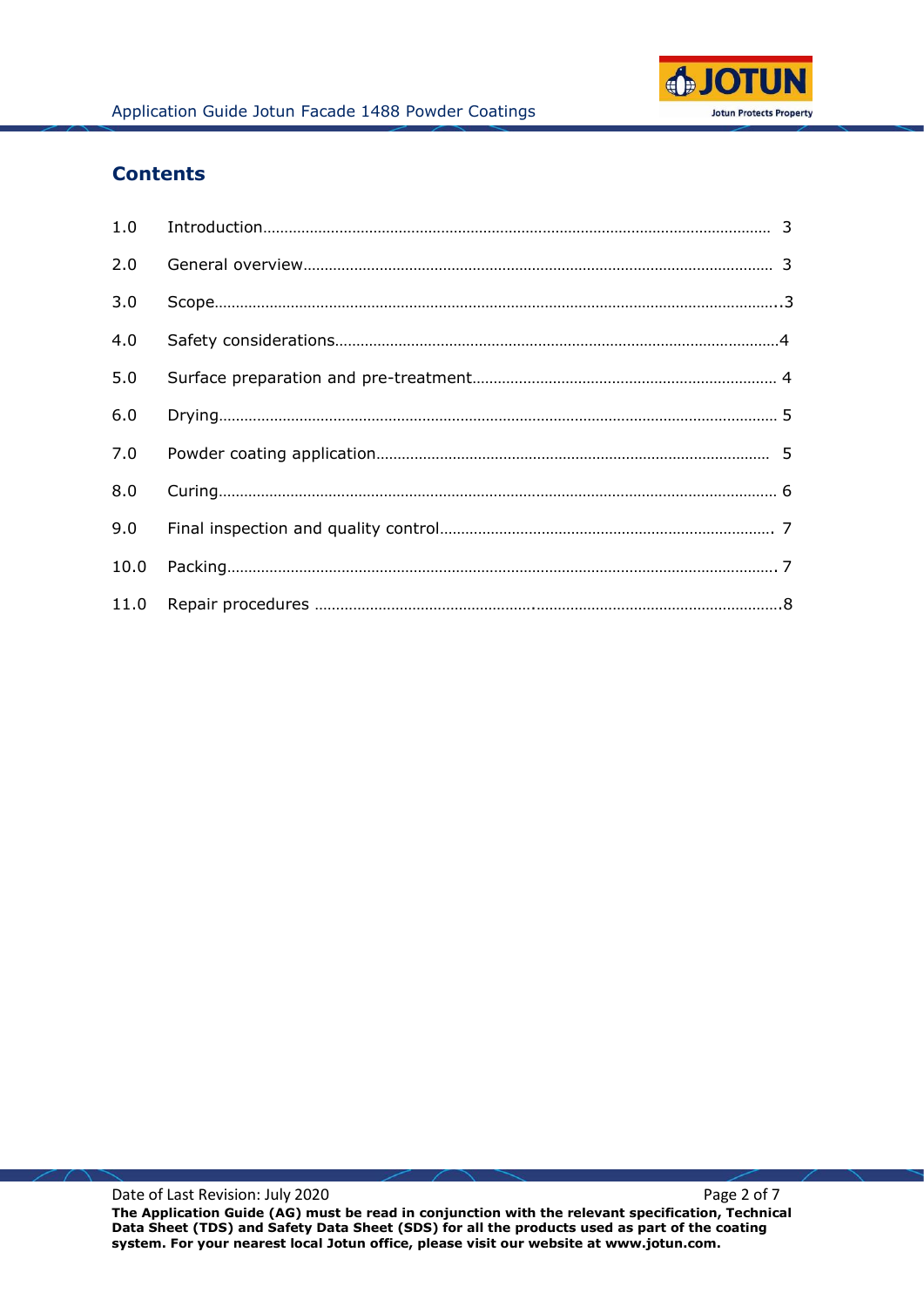## Contents

| | | |
|---|---|---|
| 1.0 | Introduction | 3 |
| 2.0 | General overview | 3 |
| 3.0 | Scope | 3 |
| 4.0 | Safety considerations | 4 |
| 5.0 | Surface preparation and pre-treatment | 4 |
| 6.0 | Drying | 5 |
| 7.0 | Powder coating application | 5 |
| 8.0 | Curing | 6 |
| 9.0 | Final inspection and quality control | 7 |
| 10.0 | Packing | 7 |
| 11.0 | Repair procedures | 8 |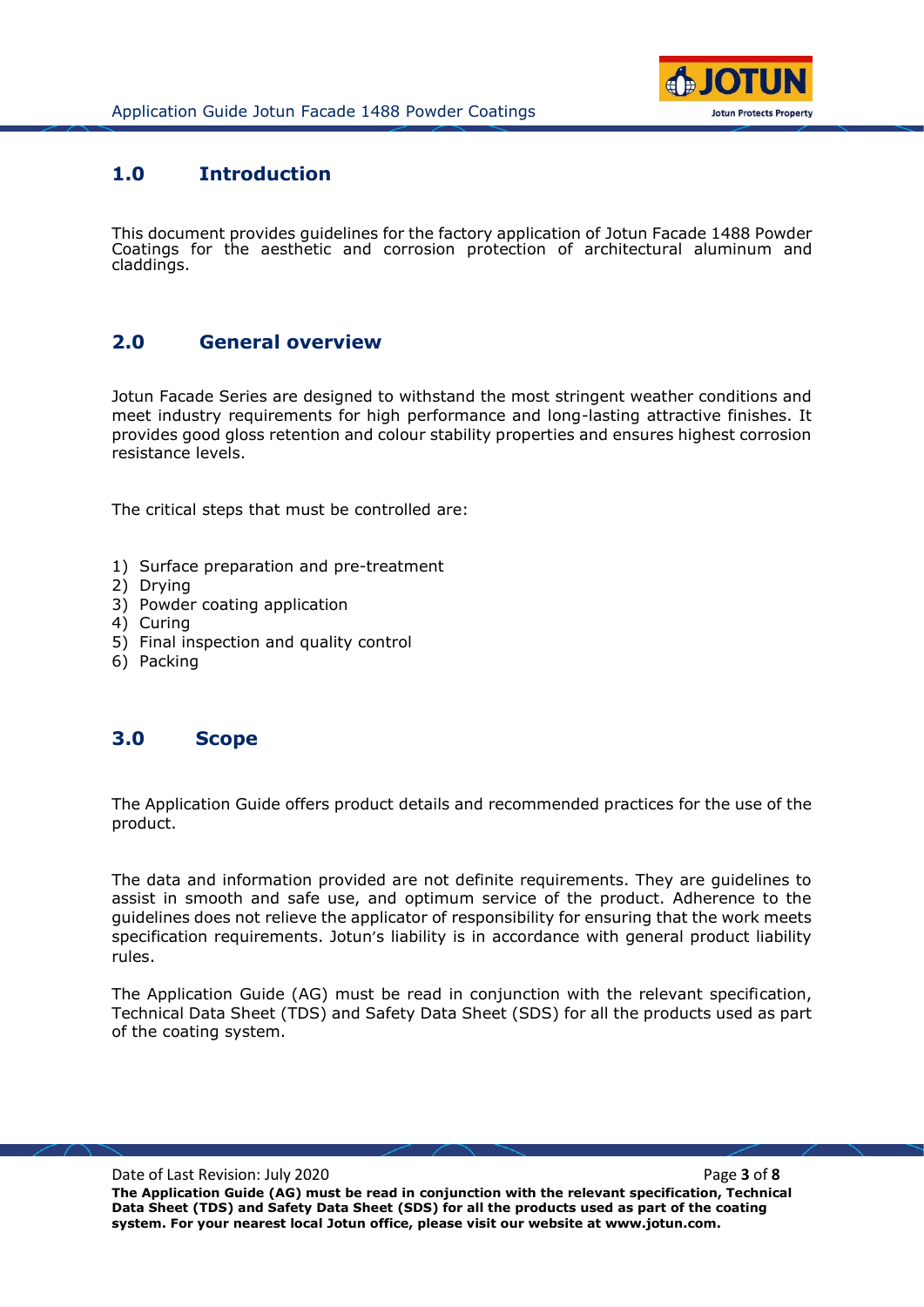## 1.0 Introduction

This document provides guidelines for the factory application of Jotun Facade 1488 Powder Coatings for the aesthetic and corrosion protection of architectural aluminum and claddings.

## 2.0 General overview

Jotun Facade Series are designed to withstand the most stringent weather conditions and meet industry requirements for high performance and long-lasting attractive finishes. It provides good gloss retention and colour stability properties and ensures highest corrosion resistance levels.

The critical steps that must be controlled are:

1) Surface preparation and pre-treatment
2) Drying
3) Powder coating application
4) Curing
5) Final inspection and quality control
6) Packing

## 3.0 Scope

The Application Guide offers product details and recommended practices for the use of the product.

The data and information provided are not definite requirements. They are guidelines to assist in smooth and safe use, and optimum service of the product. Adherence to the guidelines does not relieve the applicator of responsibility for ensuring that the work meets specification requirements. Jotun's liability is in accordance with general product liability rules.

The Application Guide (AG) must be read in conjunction with the relevant specification, Technical Data Sheet (TDS) and Safety Data Sheet (SDS) for all the products used as part of the coating system.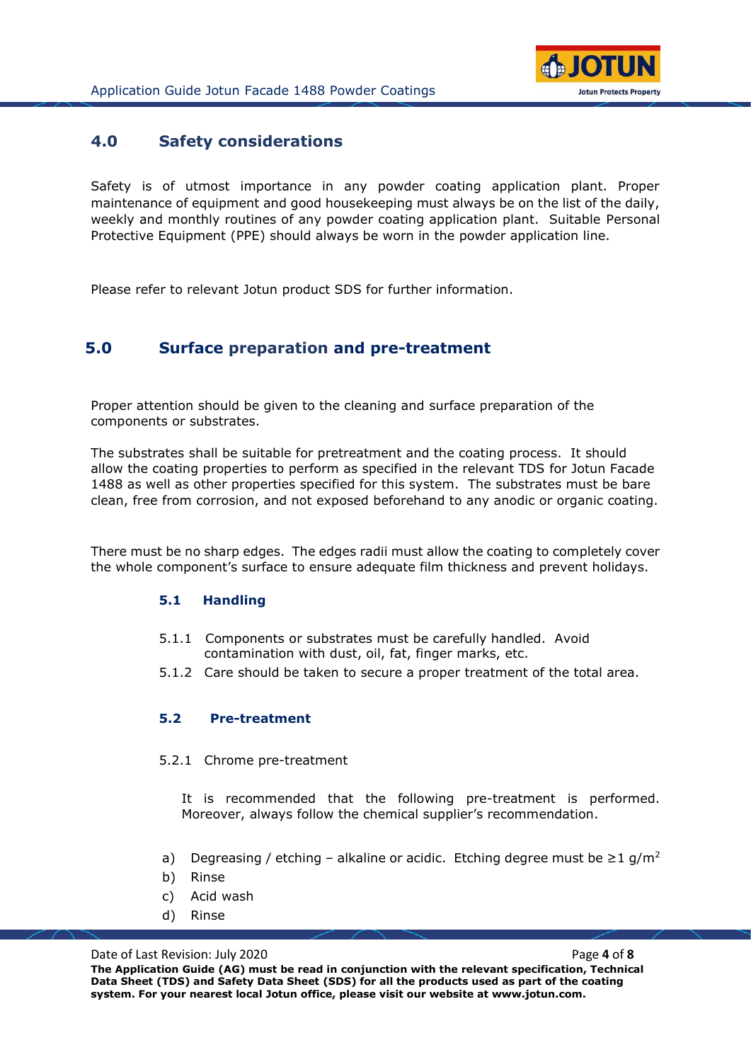## 4.0 Safety considerations

Safety is of utmost importance in any powder coating application plant. Proper maintenance of equipment and good housekeeping must always be on the list of the daily, weekly and monthly routines of any powder coating application plant. Suitable Personal Protective Equipment (PPE) should always be worn in the powder application line.

Please refer to relevant Jotun product SDS for further information.

## 5.0 Surface preparation and pre-treatment

Proper attention should be given to the cleaning and surface preparation of the components or substrates.

The substrates shall be suitable for pretreatment and the coating process. It should allow the coating properties to perform as specified in the relevant TDS for Jotun Facade 1488 as well as other properties specified for this system. The substrates must be bare clean, free from corrosion, and not exposed beforehand to any anodic or organic coating.

There must be no sharp edges. The edges radii must allow the coating to completely cover the whole component's surface to ensure adequate film thickness and prevent holidays.

### 5.1 Handling

5.1.1 Components or substrates must be carefully handled. Avoid contamination with dust, oil, fat, finger marks, etc.

5.1.2 Care should be taken to secure a proper treatment of the total area.

### 5.2 Pre-treatment

5.2.1 Chrome pre-treatment

It is recommended that the following pre-treatment is performed. Moreover, always follow the chemical supplier's recommendation.

a) Degreasing / etching – alkaline or acidic. Etching degree must be ≥1 $g/m^2$
b) Rinse
c) Acid wash
d) Rinse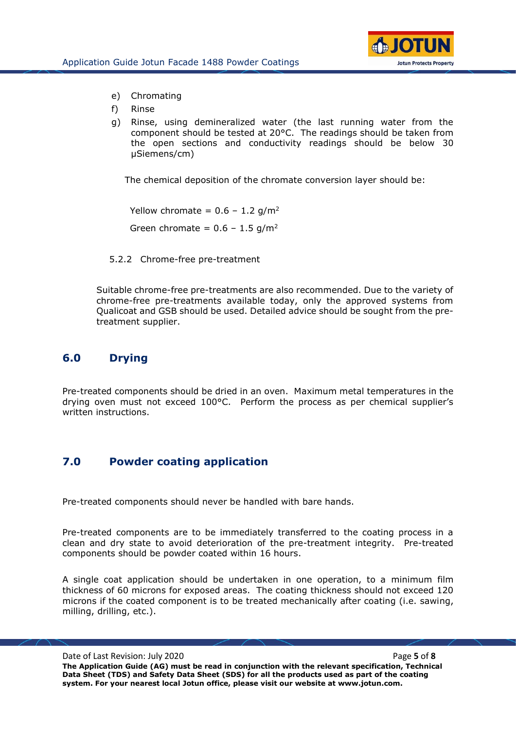e) Chromating

f) Rinse

g) Rinse, using demineralized water (the last running water from the component should be tested at 20°C. The readings should be taken from the open sections and conductivity readings should be below 30 μSiemens/cm)

The chemical deposition of the chromate conversion layer should be:

Yellow chromate = 0.6 – 1.2 $g/m^2$

Green chromate = 0.6 – 1.5 $g/m^2$

5.2.2 Chrome-free pre-treatment

Suitable chrome-free pre-treatments are also recommended. Due to the variety of chrome-free pre-treatments available today, only the approved systems from Qualicoat and GSB should be used. Detailed advice should be sought from the pre-treatment supplier.

## 6.0 Drying

Pre-treated components should be dried in an oven. Maximum metal temperatures in the drying oven must not exceed 100°C. Perform the process as per chemical supplier's written instructions.

## 7.0 Powder coating application

Pre-treated components should never be handled with bare hands.

Pre-treated components are to be immediately transferred to the coating process in a clean and dry state to avoid deterioration of the pre-treatment integrity. Pre-treated components should be powder coated within 16 hours.

A single coat application should be undertaken in one operation, to a minimum film thickness of 60 microns for exposed areas. The coating thickness should not exceed 120 microns if the coated component is to be treated mechanically after coating (i.e. sawing, milling, drilling, etc.).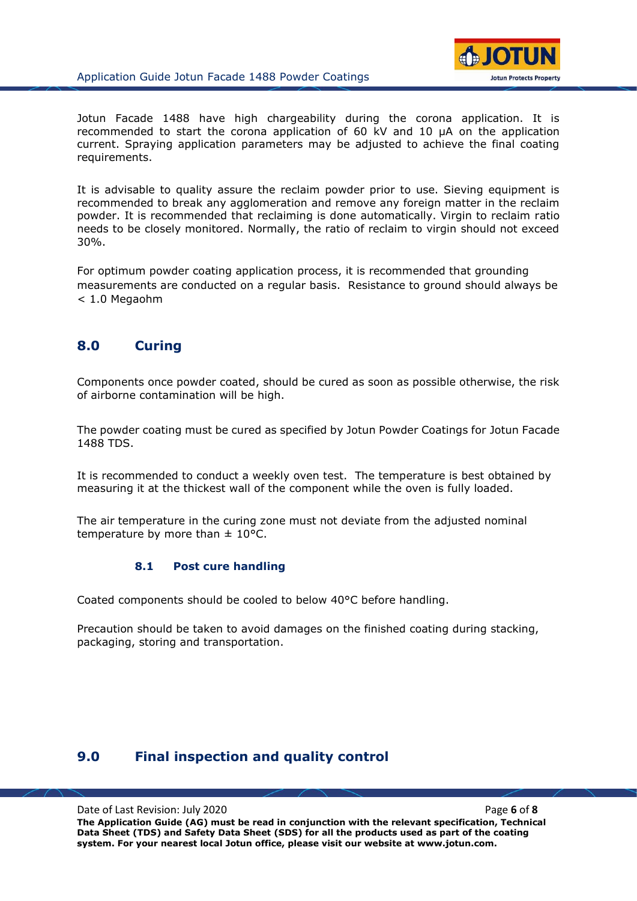Jotun Facade 1488 have high chargeability during the corona application. It is recommended to start the corona application of 60 kV and 10 μA on the application current. Spraying application parameters may be adjusted to achieve the final coating requirements.

It is advisable to quality assure the reclaim powder prior to use. Sieving equipment is recommended to break any agglomeration and remove any foreign matter in the reclaim powder. It is recommended that reclaiming is done automatically. Virgin to reclaim ratio needs to be closely monitored. Normally, the ratio of reclaim to virgin should not exceed 30%.

For optimum powder coating application process, it is recommended that grounding measurements are conducted on a regular basis. Resistance to ground should always be < 1.0 Megaohm

## 8.0 Curing

Components once powder coated, should be cured as soon as possible otherwise, the risk of airborne contamination will be high.

The powder coating must be cured as specified by Jotun Powder Coatings for Jotun Facade 1488 TDS.

It is recommended to conduct a weekly oven test. The temperature is best obtained by measuring it at the thickest wall of the component while the oven is fully loaded.

The air temperature in the curing zone must not deviate from the adjusted nominal temperature by more than ± 10°C.

### 8.1 Post cure handling

Coated components should be cooled to below 40°C before handling.

Precaution should be taken to avoid damages on the finished coating during stacking, packaging, storing and transportation.

## 9.0 Final inspection and quality control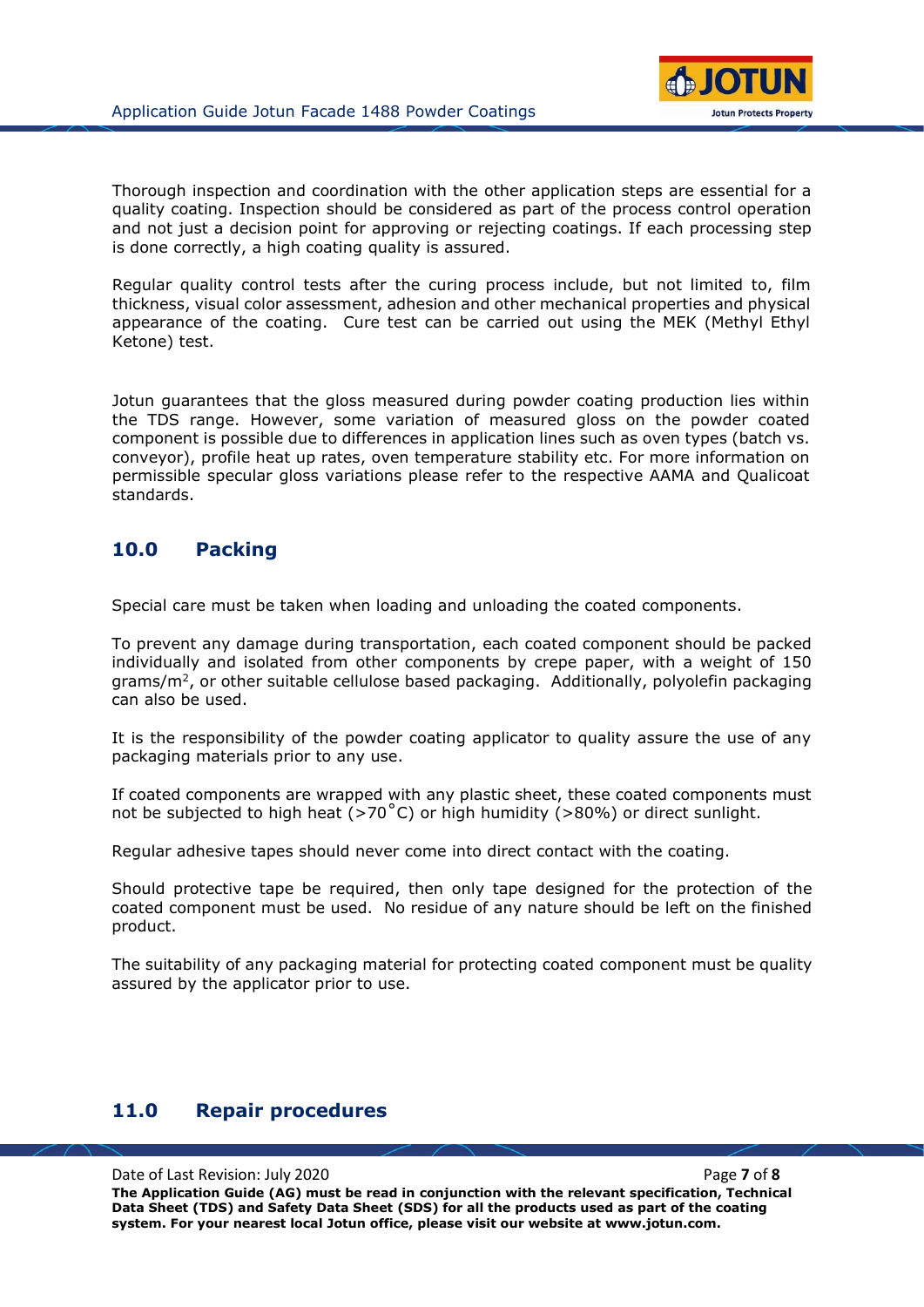Thorough inspection and coordination with the other application steps are essential for a quality coating. Inspection should be considered as part of the process control operation and not just a decision point for approving or rejecting coatings. If each processing step is done correctly, a high coating quality is assured.

Regular quality control tests after the curing process include, but not limited to, film thickness, visual color assessment, adhesion and other mechanical properties and physical appearance of the coating. Cure test can be carried out using the MEK (Methyl Ethyl Ketone) test.

Jotun guarantees that the gloss measured during powder coating production lies within the TDS range. However, some variation of measured gloss on the powder coated component is possible due to differences in application lines such as oven types (batch vs. conveyor), profile heat up rates, oven temperature stability etc. For more information on permissible specular gloss variations please refer to the respective AAMA and Qualicoat standards.

## 10.0 Packing

Special care must be taken when loading and unloading the coated components.

To prevent any damage during transportation, each coated component should be packed individually and isolated from other components by crepe paper, with a weight of 150 grams/m$^2$, or other suitable cellulose based packaging. Additionally, polyolefin packaging can also be used.

It is the responsibility of the powder coating applicator to quality assure the use of any packaging materials prior to any use.

If coated components are wrapped with any plastic sheet, these coated components must not be subjected to high heat (>70°C) or high humidity (>80%) or direct sunlight.

Regular adhesive tapes should never come into direct contact with the coating.

Should protective tape be required, then only tape designed for the protection of the coated component must be used. No residue of any nature should be left on the finished product.

The suitability of any packaging material for protecting coated component must be quality assured by the applicator prior to use.

## 11.0 Repair procedures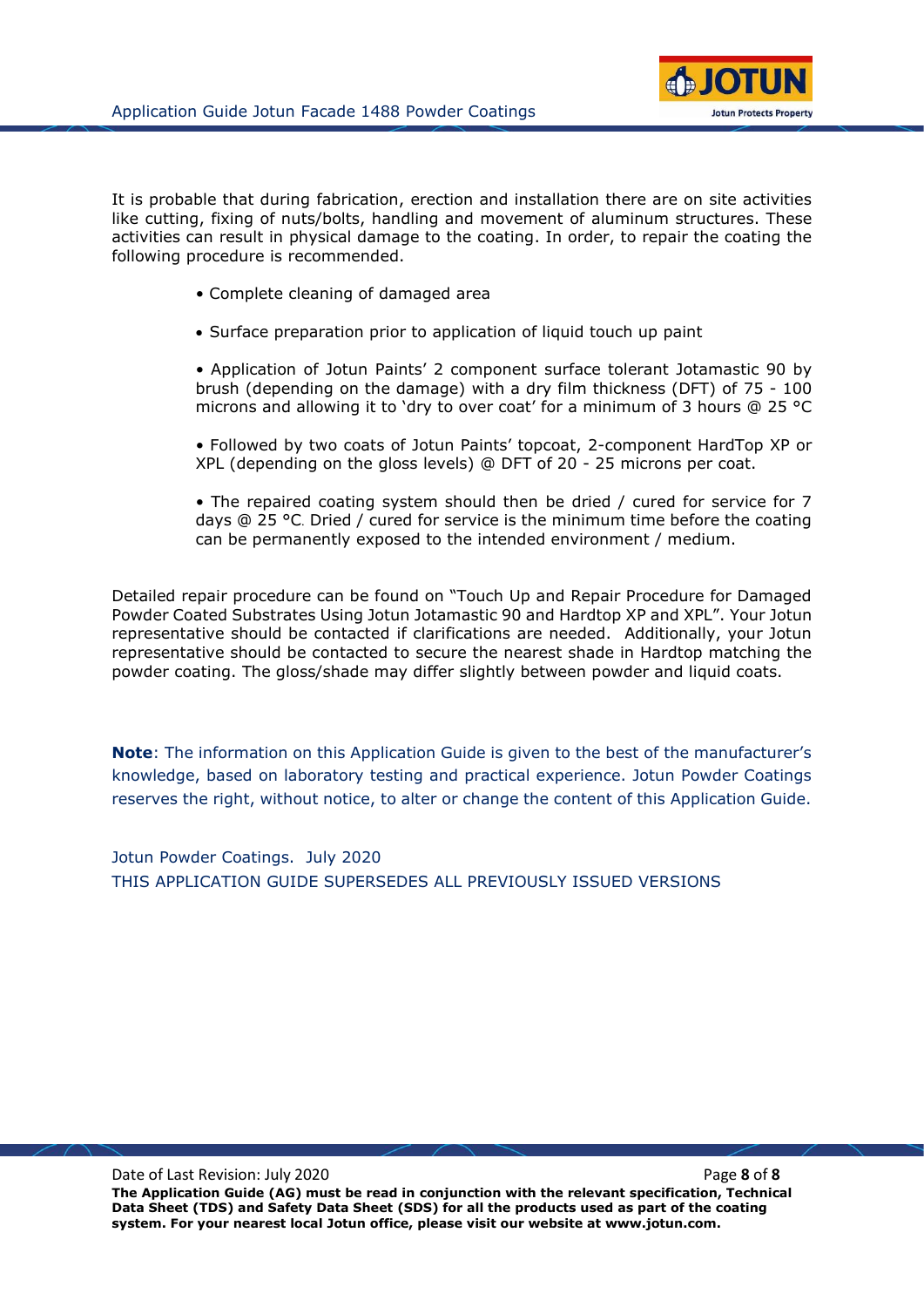It is probable that during fabrication, erection and installation there are on site activities like cutting, fixing of nuts/bolts, handling and movement of aluminum structures. These activities can result in physical damage to the coating. In order, to repair the coating the following procedure is recommended.

- Complete cleaning of damaged area
- Surface preparation prior to application of liquid touch up paint
- Application of Jotun Paints' 2 component surface tolerant Jotamastic 90 by brush (depending on the damage) with a dry film thickness (DFT) of 75 - 100 microns and allowing it to 'dry to over coat' for a minimum of 3 hours @ 25 °C
- Followed by two coats of Jotun Paints' topcoat, 2-component HardTop XP or XPL (depending on the gloss levels) @ DFT of 20 - 25 microns per coat.
- The repaired coating system should then be dried / cured for service for 7 days @ 25 °C. Dried / cured for service is the minimum time before the coating can be permanently exposed to the intended environment / medium.

Detailed repair procedure can be found on "Touch Up and Repair Procedure for Damaged Powder Coated Substrates Using Jotun Jotamastic 90 and Hardtop XP and XPL". Your Jotun representative should be contacted if clarifications are needed. Additionally, your Jotun representative should be contacted to secure the nearest shade in Hardtop matching the powder coating. The gloss/shade may differ slightly between powder and liquid coats.

**Note**: The information on this Application Guide is given to the best of the manufacturer's knowledge, based on laboratory testing and practical experience. Jotun Powder Coatings reserves the right, without notice, to alter or change the content of this Application Guide.

Jotun Powder Coatings. July 2020

THIS APPLICATION GUIDE SUPERSEDES ALL PREVIOUSLY ISSUED VERSIONS